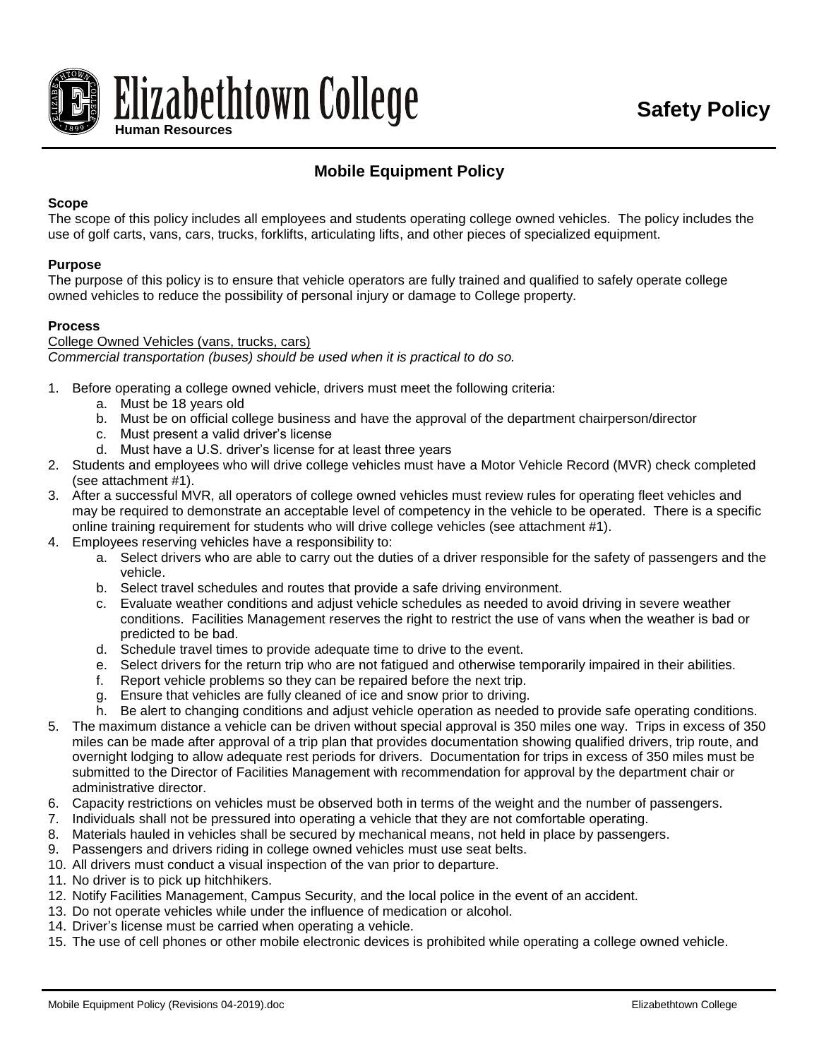# Elizabethtown College

Human Resources

**Safety Policy**

## Mobile Equipment Policy

**Scope**

The scope of this policy includes all employees and students operating college owned vehicles. The policy includes the use of golf carts, vans, cars, trucks, forklifts, articulating lifts, and other pieces of specialized equipment.

**Purpose**

The purpose of this policy is to ensure that vehicle operators are fully trained and qualified to safely operate college owned vehicles to reduce the possibility of personal injury or damage to College property.

**Process**

College Owned Vehicles (vans, trucks, cars)

*Commercial transportation (buses) should be used when it is practical to do so.*

1. Before operating a college owned vehicle, drivers must meet the following criteria:
   a. Must be 18 years old
   b. Must be on official college business and have the approval of the department chairperson/director
   c. Must present a valid driver's license
   d. Must have a U.S. driver's license for at least three years
2. Students and employees who will drive college vehicles must have a Motor Vehicle Record (MVR) check completed (see attachment #1).
3. After a successful MVR, all operators of college owned vehicles must review rules for operating fleet vehicles and may be required to demonstrate an acceptable level of competency in the vehicle to be operated. There is a specific online training requirement for students who will drive college vehicles (see attachment #1).
4. Employees reserving vehicles have a responsibility to:
   a. Select drivers who are able to carry out the duties of a driver responsible for the safety of passengers and the vehicle.
   b. Select travel schedules and routes that provide a safe driving environment.
   c. Evaluate weather conditions and adjust vehicle schedules as needed to avoid driving in severe weather conditions. Facilities Management reserves the right to restrict the use of vans when the weather is bad or predicted to be bad.
   d. Schedule travel times to provide adequate time to drive to the event.
   e. Select drivers for the return trip who are not fatigued and otherwise temporarily impaired in their abilities.
   f. Report vehicle problems so they can be repaired before the next trip.
   g. Ensure that vehicles are fully cleaned of ice and snow prior to driving.
   h. Be alert to changing conditions and adjust vehicle operation as needed to provide safe operating conditions.
5. The maximum distance a vehicle can be driven without special approval is 350 miles one way. Trips in excess of 350 miles can be made after approval of a trip plan that provides documentation showing qualified drivers, trip route, and overnight lodging to allow adequate rest periods for drivers. Documentation for trips in excess of 350 miles must be submitted to the Director of Facilities Management with recommendation for approval by the department chair or administrative director.
6. Capacity restrictions on vehicles must be observed both in terms of the weight and the number of passengers.
7. Individuals shall not be pressured into operating a vehicle that they are not comfortable operating.
8. Materials hauled in vehicles shall be secured by mechanical means, not held in place by passengers.
9. Passengers and drivers riding in college owned vehicles must use seat belts.
10. All drivers must conduct a visual inspection of the van prior to departure.
11. No driver is to pick up hitchhikers.
12. Notify Facilities Management, Campus Security, and the local police in the event of an accident.
13. Do not operate vehicles while under the influence of medication or alcohol.
14. Driver's license must be carried when operating a vehicle.
15. The use of cell phones or other mobile electronic devices is prohibited while operating a college owned vehicle.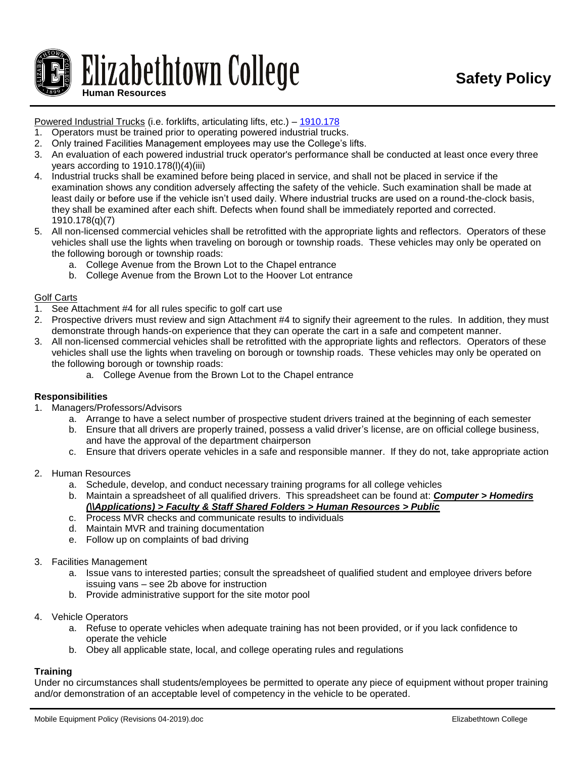Powered Industrial Trucks (i.e. forklifts, articulating lifts, etc.) – [1910.178](#)

1. Operators must be trained prior to operating powered industrial trucks.
2. Only trained Facilities Management employees may use the College's lifts.
3. An evaluation of each powered industrial truck operator's performance shall be conducted at least once every three years according to 1910.178(l)(4)(iii)
4. Industrial trucks shall be examined before being placed in service, and shall not be placed in service if the examination shows any condition adversely affecting the safety of the vehicle. Such examination shall be made at least daily or before use if the vehicle isn't used daily. Where industrial trucks are used on a round-the-clock basis, they shall be examined after each shift. Defects when found shall be immediately reported and corrected. 1910.178(q)(7)
5. All non-licensed commercial vehicles shall be retrofitted with the appropriate lights and reflectors. Operators of these vehicles shall use the lights when traveling on borough or township roads. These vehicles may only be operated on the following borough or township roads:
   a. College Avenue from the Brown Lot to the Chapel entrance
   b. College Avenue from the Brown Lot to the Hoover Lot entrance

Golf Carts

1. See Attachment #4 for all rules specific to golf cart use
2. Prospective drivers must review and sign Attachment #4 to signify their agreement to the rules. In addition, they must demonstrate through hands-on experience that they can operate the cart in a safe and competent manner.
3. All non-licensed commercial vehicles shall be retrofitted with the appropriate lights and reflectors. Operators of these vehicles shall use the lights when traveling on borough or township roads. These vehicles may only be operated on the following borough or township roads:
   a. College Avenue from the Brown Lot to the Chapel entrance

**Responsibilities**

1. Managers/Professors/Advisors
   a. Arrange to have a select number of prospective student drivers trained at the beginning of each semester
   b. Ensure that all drivers are properly trained, possess a valid driver's license, are on official college business, and have the approval of the department chairperson
   c. Ensure that drivers operate vehicles in a safe and responsible manner. If they do not, take appropriate action

2. Human Resources
   a. Schedule, develop, and conduct necessary training programs for all college vehicles
   b. Maintain a spreadsheet of all qualified drivers. This spreadsheet can be found at: ***Computer > Homedirs (\\Applications) > Faculty & Staff Shared Folders > Human Resources > Public***
   c. Process MVR checks and communicate results to individuals
   d. Maintain MVR and training documentation
   e. Follow up on complaints of bad driving

3. Facilities Management
   a. Issue vans to interested parties; consult the spreadsheet of qualified student and employee drivers before issuing vans – see 2b above for instruction
   b. Provide administrative support for the site motor pool

4. Vehicle Operators
   a. Refuse to operate vehicles when adequate training has not been provided, or if you lack confidence to operate the vehicle
   b. Obey all applicable state, local, and college operating rules and regulations

**Training**

Under no circumstances shall students/employees be permitted to operate any piece of equipment without proper training and/or demonstration of an acceptable level of competency in the vehicle to be operated.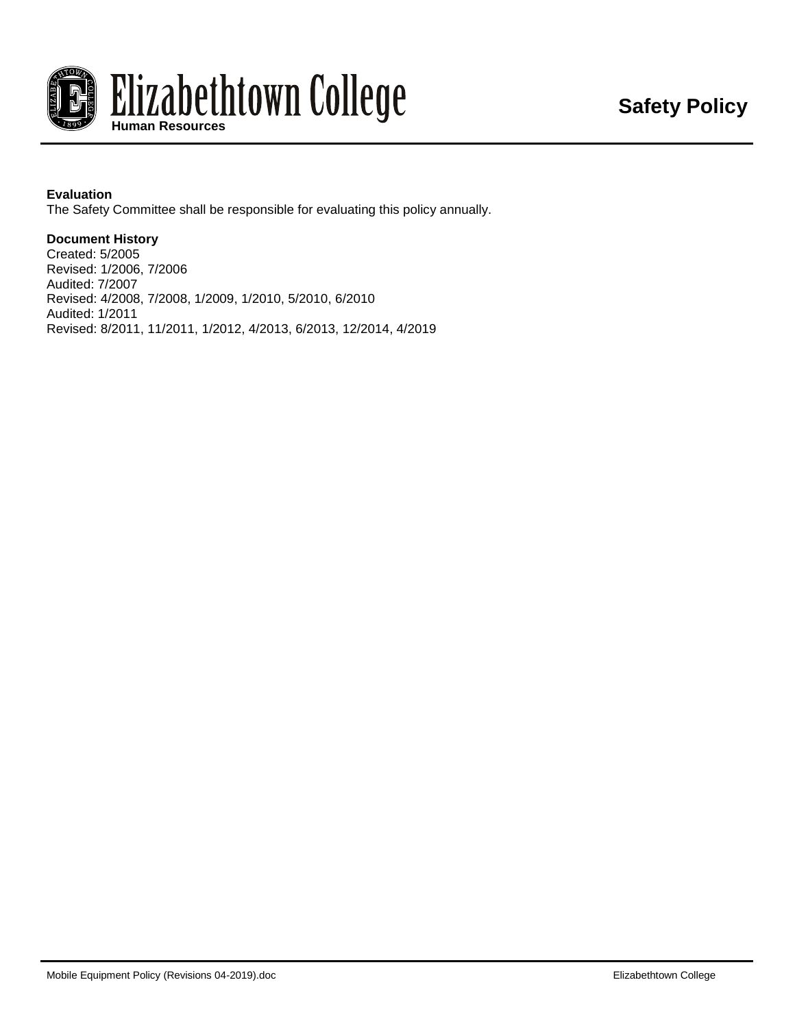**Evaluation**
The Safety Committee shall be responsible for evaluating this policy annually.

**Document History**
Created: 5/2005
Revised: 1/2006, 7/2006
Audited: 7/2007
Revised: 4/2008, 7/2008, 1/2009, 1/2010, 5/2010, 6/2010
Audited: 1/2011
Revised: 8/2011, 11/2011, 1/2012, 4/2013, 6/2013, 12/2014, 4/2019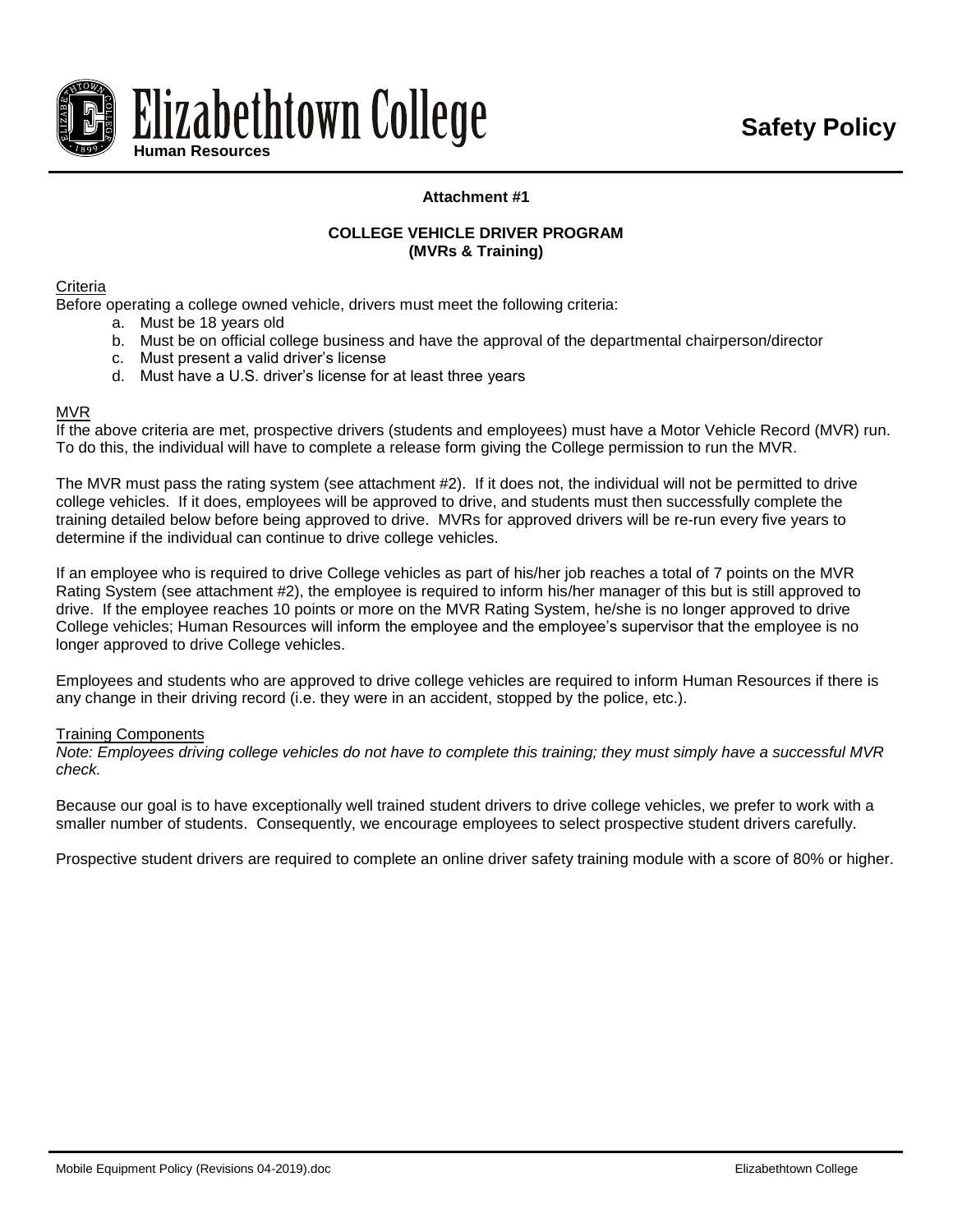**Attachment #1**

**COLLEGE VEHICLE DRIVER PROGRAM**
**(MVRs & Training)**

Criteria

Before operating a college owned vehicle, drivers must meet the following criteria:

a. Must be 18 years old
b. Must be on official college business and have the approval of the departmental chairperson/director
c. Must present a valid driver's license
d. Must have a U.S. driver's license for at least three years

MVR

If the above criteria are met, prospective drivers (students and employees) must have a Motor Vehicle Record (MVR) run. To do this, the individual will have to complete a release form giving the College permission to run the MVR.

The MVR must pass the rating system (see attachment #2). If it does not, the individual will not be permitted to drive college vehicles. If it does, employees will be approved to drive, and students must then successfully complete the training detailed below before being approved to drive. MVRs for approved drivers will be re-run every five years to determine if the individual can continue to drive college vehicles.

If an employee who is required to drive College vehicles as part of his/her job reaches a total of 7 points on the MVR Rating System (see attachment #2), the employee is required to inform his/her manager of this but is still approved to drive. If the employee reaches 10 points or more on the MVR Rating System, he/she is no longer approved to drive College vehicles; Human Resources will inform the employee and the employee's supervisor that the employee is no longer approved to drive College vehicles.

Employees and students who are approved to drive college vehicles are required to inform Human Resources if there is any change in their driving record (i.e. they were in an accident, stopped by the police, etc.).

Training Components

*Note: Employees driving college vehicles do not have to complete this training; they must simply have a successful MVR check.*

Because our goal is to have exceptionally well trained student drivers to drive college vehicles, we prefer to work with a smaller number of students. Consequently, we encourage employees to select prospective student drivers carefully.

Prospective student drivers are required to complete an online driver safety training module with a score of 80% or higher.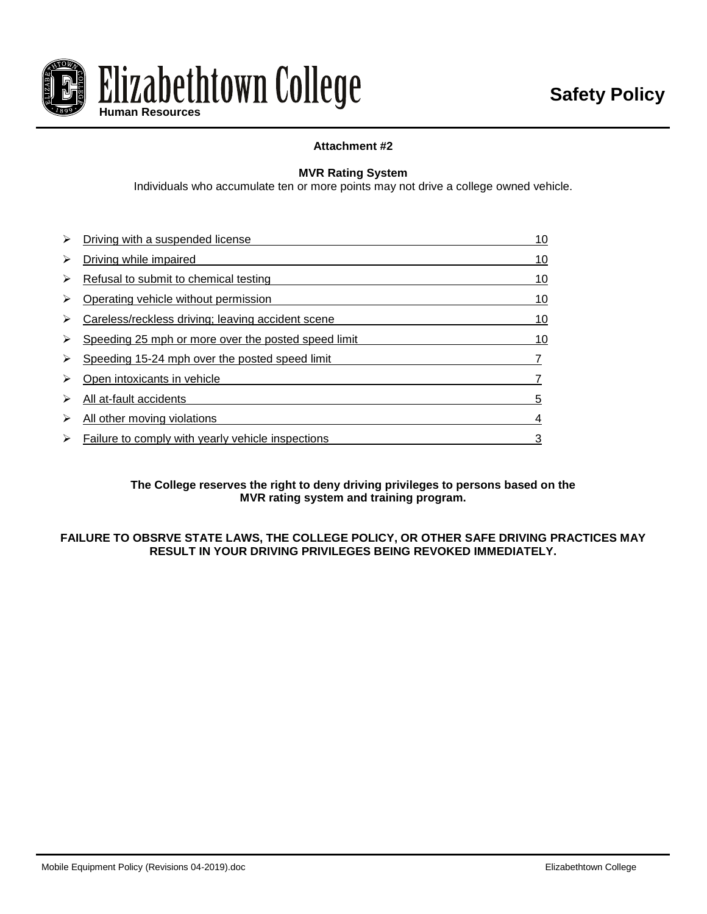**Attachment #2**

**MVR Rating System**

Individuals who accumulate ten or more points may not drive a college owned vehicle.

- Driving with a suspended license 10
- Driving while impaired 10
- Refusal to submit to chemical testing 10
- Operating vehicle without permission 10
- Careless/reckless driving; leaving accident scene 10
- Speeding 25 mph or more over the posted speed limit 10
- Speeding 15-24 mph over the posted speed limit 7
- Open intoxicants in vehicle 7
- All at-fault accidents 5
- All other moving violations 4
- Failure to comply with yearly vehicle inspections 3

**The College reserves the right to deny driving privileges to persons based on the MVR rating system and training program.**

**FAILURE TO OBSRVE STATE LAWS, THE COLLEGE POLICY, OR OTHER SAFE DRIVING PRACTICES MAY RESULT IN YOUR DRIVING PRIVILEGES BEING REVOKED IMMEDIATELY.**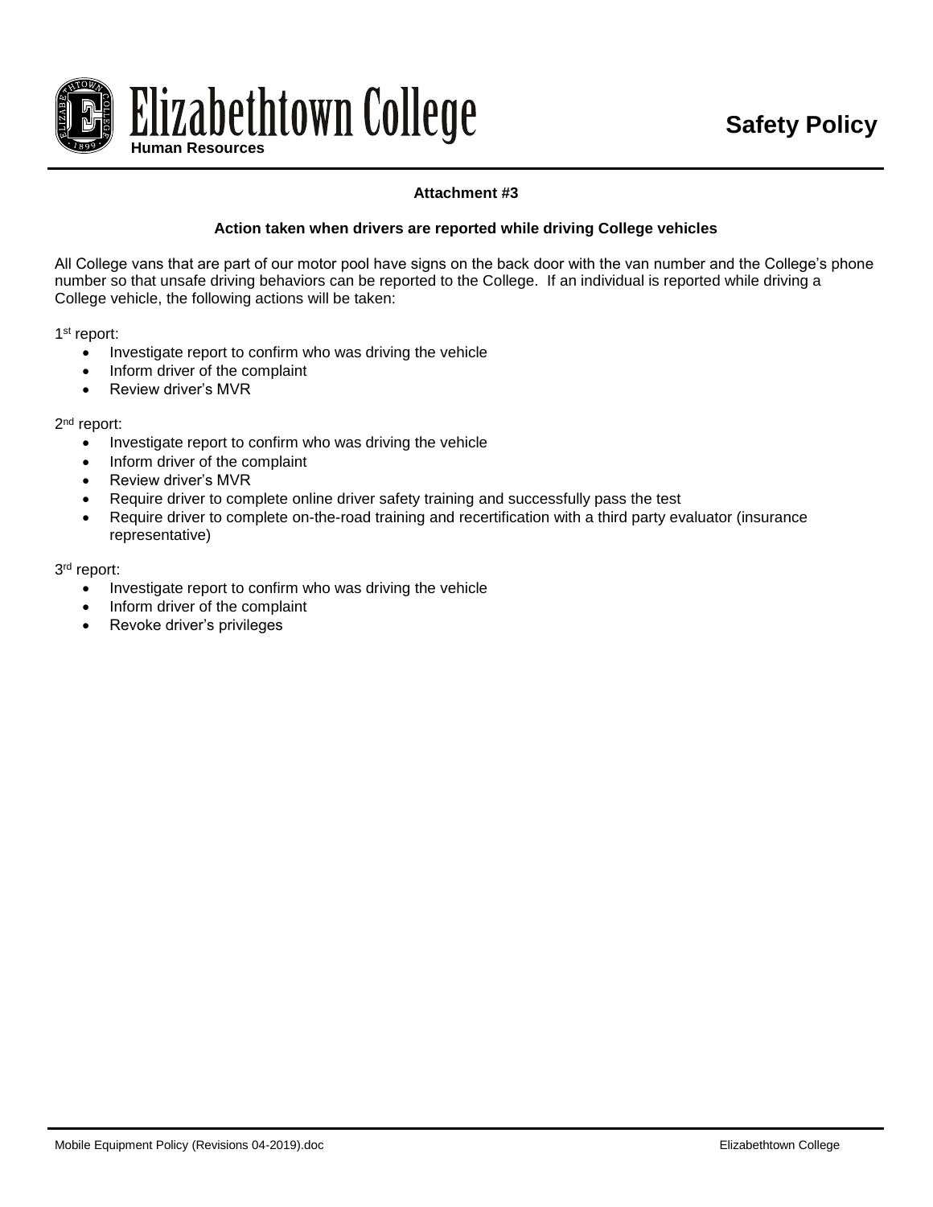### Attachment #3

### Action taken when drivers are reported while driving College vehicles

All College vans that are part of our motor pool have signs on the back door with the van number and the College's phone number so that unsafe driving behaviors can be reported to the College. If an individual is reported while driving a College vehicle, the following actions will be taken:

1st report:

- Investigate report to confirm who was driving the vehicle
- Inform driver of the complaint
- Review driver's MVR

2nd report:

- Investigate report to confirm who was driving the vehicle
- Inform driver of the complaint
- Review driver's MVR
- Require driver to complete online driver safety training and successfully pass the test
- Require driver to complete on-the-road training and recertification with a third party evaluator (insurance representative)

3rd report:

- Investigate report to confirm who was driving the vehicle
- Inform driver of the complaint
- Revoke driver's privileges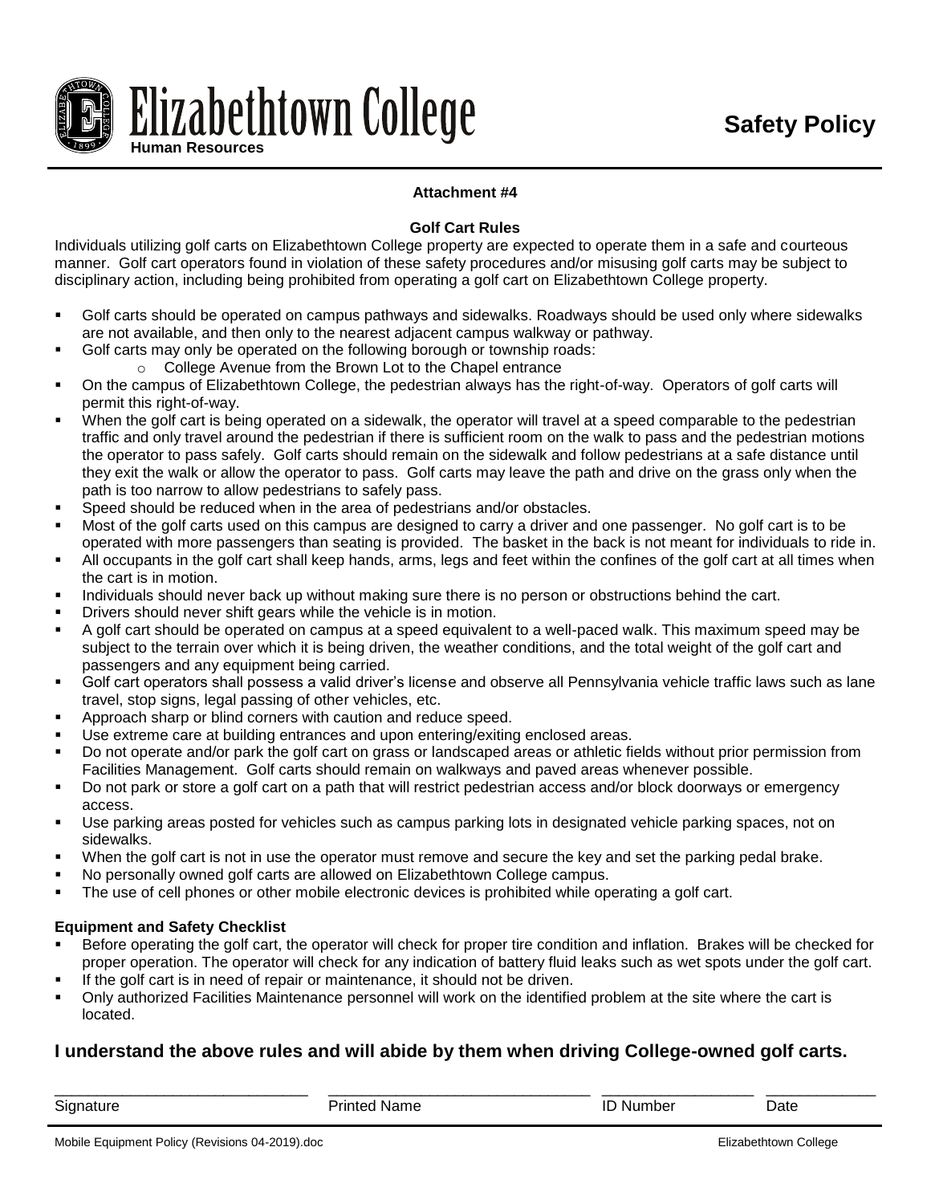**Attachment #4**

## Golf Cart Rules

Individuals utilizing golf carts on Elizabethtown College property are expected to operate them in a safe and courteous manner. Golf cart operators found in violation of these safety procedures and/or misusing golf carts may be subject to disciplinary action, including being prohibited from operating a golf cart on Elizabethtown College property.

- Golf carts should be operated on campus pathways and sidewalks. Roadways should be used only where sidewalks are not available, and then only to the nearest adjacent campus walkway or pathway.
- Golf carts may only be operated on the following borough or township roads:
  - College Avenue from the Brown Lot to the Chapel entrance
- On the campus of Elizabethtown College, the pedestrian always has the right-of-way. Operators of golf carts will permit this right-of-way.
- When the golf cart is being operated on a sidewalk, the operator will travel at a speed comparable to the pedestrian traffic and only travel around the pedestrian if there is sufficient room on the walk to pass and the pedestrian motions the operator to pass safely. Golf carts should remain on the sidewalk and follow pedestrians at a safe distance until they exit the walk or allow the operator to pass. Golf carts may leave the path and drive on the grass only when the path is too narrow to allow pedestrians to safely pass.
- Speed should be reduced when in the area of pedestrians and/or obstacles.
- Most of the golf carts used on this campus are designed to carry a driver and one passenger. No golf cart is to be operated with more passengers than seating is provided. The basket in the back is not meant for individuals to ride in.
- All occupants in the golf cart shall keep hands, arms, legs and feet within the confines of the golf cart at all times when the cart is in motion.
- Individuals should never back up without making sure there is no person or obstructions behind the cart.
- Drivers should never shift gears while the vehicle is in motion.
- A golf cart should be operated on campus at a speed equivalent to a well-paced walk. This maximum speed may be subject to the terrain over which it is being driven, the weather conditions, and the total weight of the golf cart and passengers and any equipment being carried.
- Golf cart operators shall possess a valid driver's license and observe all Pennsylvania vehicle traffic laws such as lane travel, stop signs, legal passing of other vehicles, etc.
- Approach sharp or blind corners with caution and reduce speed.
- Use extreme care at building entrances and upon entering/exiting enclosed areas.
- Do not operate and/or park the golf cart on grass or landscaped areas or athletic fields without prior permission from Facilities Management. Golf carts should remain on walkways and paved areas whenever possible.
- Do not park or store a golf cart on a path that will restrict pedestrian access and/or block doorways or emergency access.
- Use parking areas posted for vehicles such as campus parking lots in designated vehicle parking spaces, not on sidewalks.
- When the golf cart is not in use the operator must remove and secure the key and set the parking pedal brake.
- No personally owned golf carts are allowed on Elizabethtown College campus.
- The use of cell phones or other mobile electronic devices is prohibited while operating a golf cart.

**Equipment and Safety Checklist**

- Before operating the golf cart, the operator will check for proper tire condition and inflation. Brakes will be checked for proper operation. The operator will check for any indication of battery fluid leaks such as wet spots under the golf cart.
- If the golf cart is in need of repair or maintenance, it should not be driven.
- Only authorized Facilities Maintenance personnel will work on the identified problem at the site where the cart is located.

**I understand the above rules and will abide by them when driving College-owned golf carts.**

| | | | |
|---|---|---|---|
| ______________________ | ______________________ | ______________ | __________ |
| Signature | Printed Name | ID Number | Date |